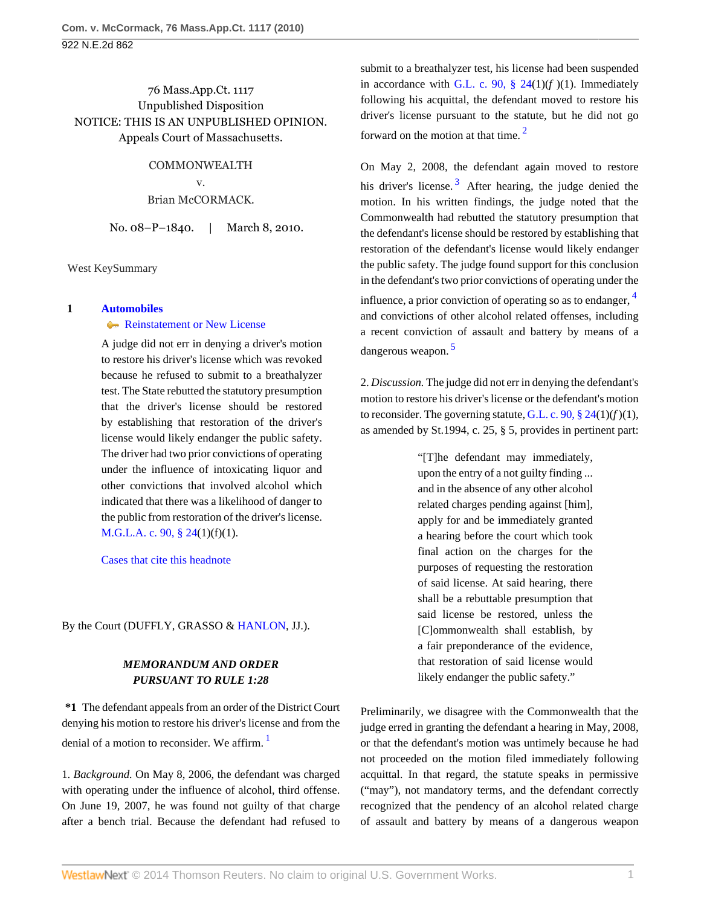76 Mass.App.Ct. 1117
Unpublished Disposition
NOTICE: THIS IS AN UNPUBLISHED OPINION.
Appeals Court of Massachusetts.

COMMONWEALTH
v.
Brian McCORMACK.

No. 08–P–1840. | March 8, 2010.

West KeySummary

**1** **Automobiles**
Reinstatement or New License

A judge did not err in denying a driver's motion to restore his driver's license which was revoked because he refused to submit to a breathalyzer test. The State rebutted the statutory presumption that the driver's license should be restored by establishing that restoration of the driver's license would likely endanger the public safety. The driver had two prior convictions of operating under the influence of intoxicating liquor and other convictions that involved alcohol which indicated that there was a likelihood of danger to the public from restoration of the driver's license. M.G.L.A. c. 90, § 24(1)(f)(1).

Cases that cite this headnote

By the Court (DUFFLY, GRASSO & HANLON, JJ.).

***MEMORANDUM AND ORDER PURSUANT TO RULE 1:28***

**\*1** The defendant appeals from an order of the District Court denying his motion to restore his driver's license and from the denial of a motion to reconsider. We affirm. [1]

1. *Background.* On May 8, 2006, the defendant was charged with operating under the influence of alcohol, third offense. On June 19, 2007, he was found not guilty of that charge after a bench trial. Because the defendant had refused to submit to a breathalyzer test, his license had been suspended in accordance with G.L. c. 90, § 24(1)(*f* )(1). Immediately following his acquittal, the defendant moved to restore his driver's license pursuant to the statute, but he did not go forward on the motion at that time. [2]

On May 2, 2008, the defendant again moved to restore his driver's license. [3] After hearing, the judge denied the motion. In his written findings, the judge noted that the Commonwealth had rebutted the statutory presumption that the defendant's license should be restored by establishing that restoration of the defendant's license would likely endanger the public safety. The judge found support for this conclusion in the defendant's two prior convictions of operating under the influence, a prior conviction of operating so as to endanger, [4] and convictions of other alcohol related offenses, including a recent conviction of assault and battery by means of a dangerous weapon. [5]

2. *Discussion.* The judge did not err in denying the defendant's motion to restore his driver's license or the defendant's motion to reconsider. The governing statute, G.L. c. 90, § 24(1)(*f* )(1), as amended by St.1994, c. 25, § 5, provides in pertinent part:

> "[T]he defendant may immediately, upon the entry of a not guilty finding ... and in the absence of any other alcohol related charges pending against [him], apply for and be immediately granted a hearing before the court which took final action on the charges for the purposes of requesting the restoration of said license. At said hearing, there shall be a rebuttable presumption that said license be restored, unless the [C]ommonwealth shall establish, by a fair preponderance of the evidence, that restoration of said license would likely endanger the public safety."

Preliminarily, we disagree with the Commonwealth that the judge erred in granting the defendant a hearing in May, 2008, or that the defendant's motion was untimely because he had not proceeded on the motion filed immediately following acquittal. In that regard, the statute speaks in permissive ("may"), not mandatory terms, and the defendant correctly recognized that the pendency of an alcohol related charge of assault and battery by means of a dangerous weapon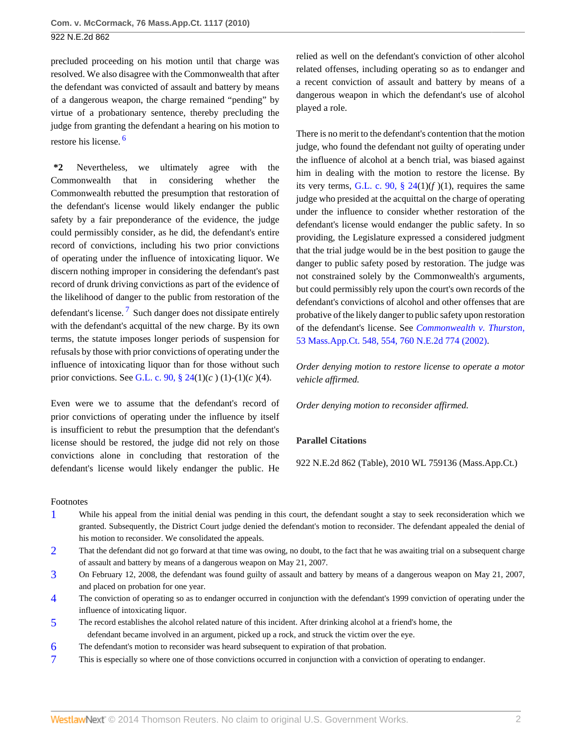precluded proceeding on his motion until that charge was resolved. We also disagree with the Commonwealth that after the defendant was convicted of assault and battery by means of a dangerous weapon, the charge remained "pending" by virtue of a probationary sentence, thereby precluding the judge from granting the defendant a hearing on his motion to restore his license.[6]

**\*2** Nevertheless, we ultimately agree with the Commonwealth that in considering whether the Commonwealth rebutted the presumption that restoration of the defendant's license would likely endanger the public safety by a fair preponderance of the evidence, the judge could permissibly consider, as he did, the defendant's entire record of convictions, including his two prior convictions of operating under the influence of intoxicating liquor. We discern nothing improper in considering the defendant's past record of drunk driving convictions as part of the evidence of the likelihood of danger to the public from restoration of the defendant's license.[7] Such danger does not dissipate entirely with the defendant's acquittal of the new charge. By its own terms, the statute imposes longer periods of suspension for refusals by those with prior convictions of operating under the influence of intoxicating liquor than for those without such prior convictions. See G.L. c. 90, § 24(1)(*c* ) (1)-(1)(*c* )(4).

Even were we to assume that the defendant's record of prior convictions of operating under the influence by itself is insufficient to rebut the presumption that the defendant's license should be restored, the judge did not rely on those convictions alone in concluding that restoration of the defendant's license would likely endanger the public. He relied as well on the defendant's conviction of other alcohol related offenses, including operating so as to endanger and a recent conviction of assault and battery by means of a dangerous weapon in which the defendant's use of alcohol played a role.

There is no merit to the defendant's contention that the motion judge, who found the defendant not guilty of operating under the influence of alcohol at a bench trial, was biased against him in dealing with the motion to restore the license. By its very terms, G.L. c. 90, § 24(1)(*f* )(1), requires the same judge who presided at the acquittal on the charge of operating under the influence to consider whether restoration of the defendant's license would endanger the public safety. In so providing, the Legislature expressed a considered judgment that the trial judge would be in the best position to gauge the danger to public safety posed by restoration. The judge was not constrained solely by the Commonwealth's arguments, but could permissibly rely upon the court's own records of the defendant's convictions of alcohol and other offenses that are probative of the likely danger to public safety upon restoration of the defendant's license. See *Commonwealth v. Thurston,* 53 Mass.App.Ct. 548, 554, 760 N.E.2d 774 (2002).

*Order denying motion to restore license to operate a motor vehicle affirmed.*

*Order denying motion to reconsider affirmed.*

### Parallel Citations

922 N.E.2d 862 (Table), 2010 WL 759136 (Mass.App.Ct.)

## Footnotes

1. While his appeal from the initial denial was pending in this court, the defendant sought a stay to seek reconsideration which we granted. Subsequently, the District Court judge denied the defendant's motion to reconsider. The defendant appealed the denial of his motion to reconsider. We consolidated the appeals.
2. That the defendant did not go forward at that time was owing, no doubt, to the fact that he was awaiting trial on a subsequent charge of assault and battery by means of a dangerous weapon on May 21, 2007.
3. On February 12, 2008, the defendant was found guilty of assault and battery by means of a dangerous weapon on May 21, 2007, and placed on probation for one year.
4. The conviction of operating so as to endanger occurred in conjunction with the defendant's 1999 conviction of operating under the influence of intoxicating liquor.
5. The record establishes the alcohol related nature of this incident. After drinking alcohol at a friend's home, the defendant became involved in an argument, picked up a rock, and struck the victim over the eye.
6. The defendant's motion to reconsider was heard subsequent to expiration of that probation.
7. This is especially so where one of those convictions occurred in conjunction with a conviction of operating to endanger.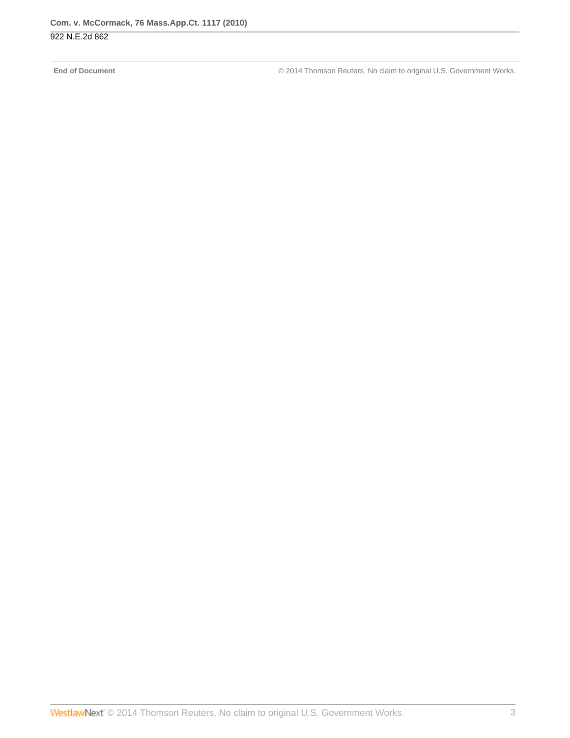End of Document © 2014 Thomson Reuters. No claim to original U.S. Government Works.